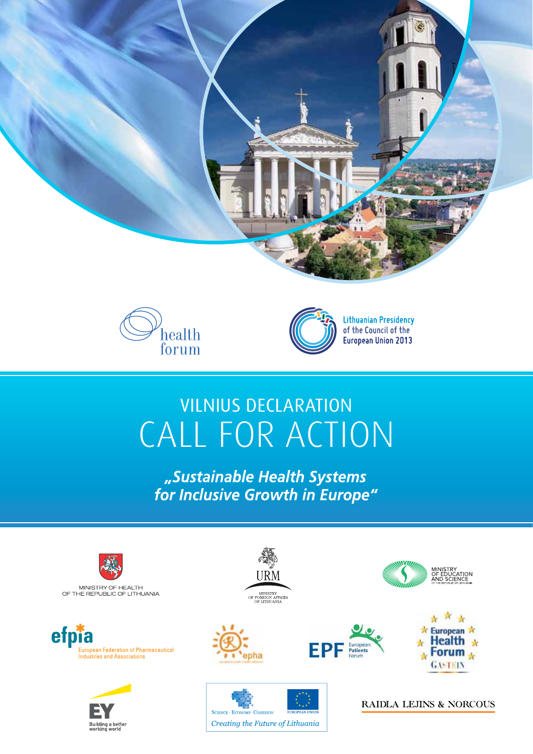health forum

Lithuanian Presidency of the Council of the European Union 2013

# VILNIUS DECLARATION
# CALL FOR ACTION

***„Sustainable Health Systems for Inclusive Growth in Europe“***

MINISTRY OF HEALTH OF THE REPUBLIC OF LITHUANIA

URM MINISTRY OF FOREIGN AFFAIRS OF LITHUANIA

MINISTRY OF EDUCATION AND SCIENCE OF THE REPUBLIC OF LITHUANIA

efpia European Federation of Pharmaceutical Industries and Associations

epha

EPF European Patients Forum

European Health Forum GASTEIN

EY Building a better working world

SCIENCE · ECONOMY · COHESION EUROPEAN UNION Creating the Future of Lithuania

RAIDLA LEJINS & NORCOUS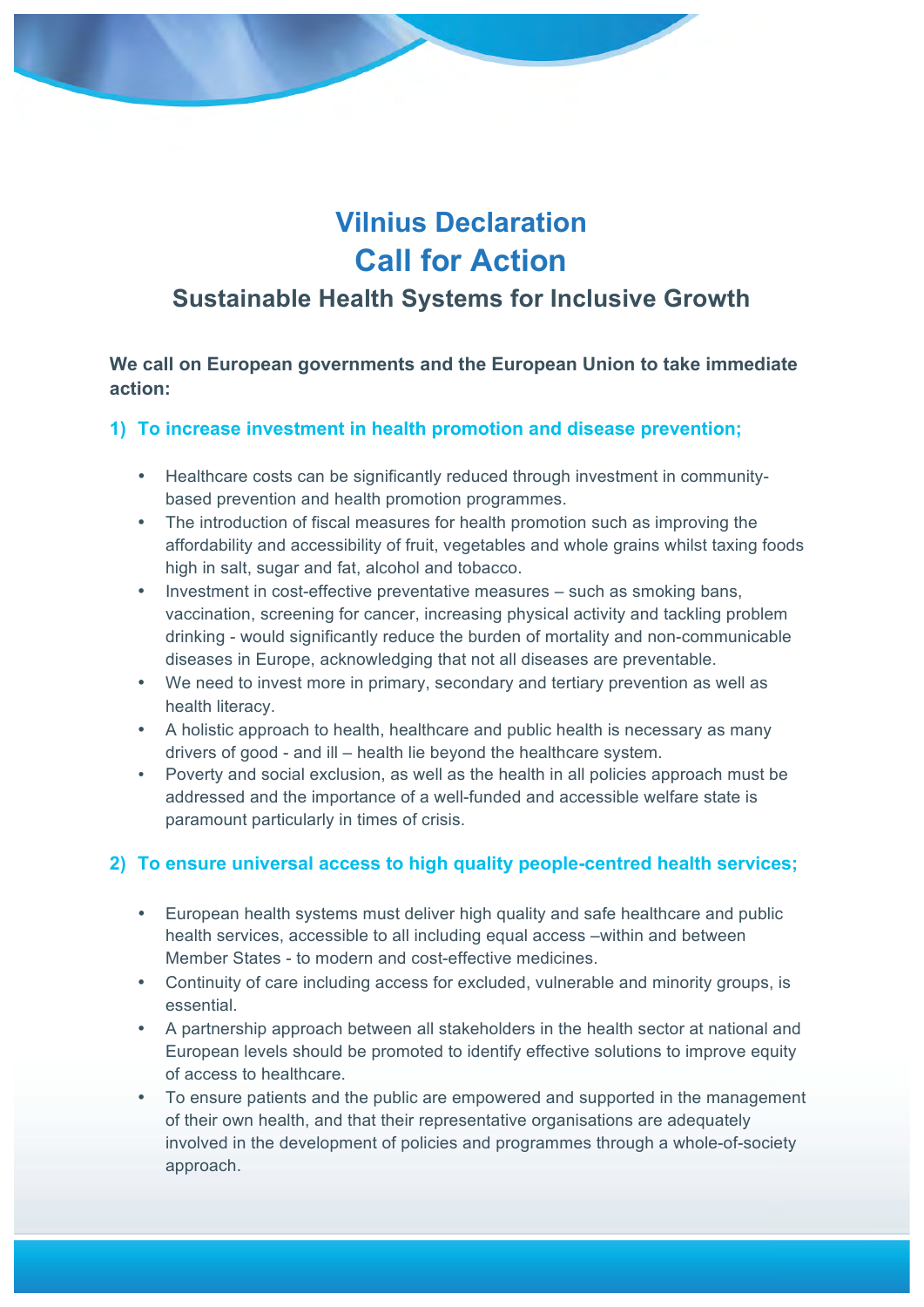# Vilnius Declaration

# Call for Action

## Sustainable Health Systems for Inclusive Growth

**We call on European governments and the European Union to take immediate action:**

### 1) To increase investment in health promotion and disease prevention;

- Healthcare costs can be significantly reduced through investment in community-based prevention and health promotion programmes.
- The introduction of fiscal measures for health promotion such as improving the affordability and accessibility of fruit, vegetables and whole grains whilst taxing foods high in salt, sugar and fat, alcohol and tobacco.
- Investment in cost-effective preventative measures – such as smoking bans, vaccination, screening for cancer, increasing physical activity and tackling problem drinking - would significantly reduce the burden of mortality and non-communicable diseases in Europe, acknowledging that not all diseases are preventable.
- We need to invest more in primary, secondary and tertiary prevention as well as health literacy.
- A holistic approach to health, healthcare and public health is necessary as many drivers of good - and ill – health lie beyond the healthcare system.
- Poverty and social exclusion, as well as the health in all policies approach must be addressed and the importance of a well-funded and accessible welfare state is paramount particularly in times of crisis.

### 2) To ensure universal access to high quality people-centred health services;

- European health systems must deliver high quality and safe healthcare and public health services, accessible to all including equal access –within and between Member States - to modern and cost-effective medicines.
- Continuity of care including access for excluded, vulnerable and minority groups, is essential.
- A partnership approach between all stakeholders in the health sector at national and European levels should be promoted to identify effective solutions to improve equity of access to healthcare.
- To ensure patients and the public are empowered and supported in the management of their own health, and that their representative organisations are adequately involved in the development of policies and programmes through a whole-of-society approach.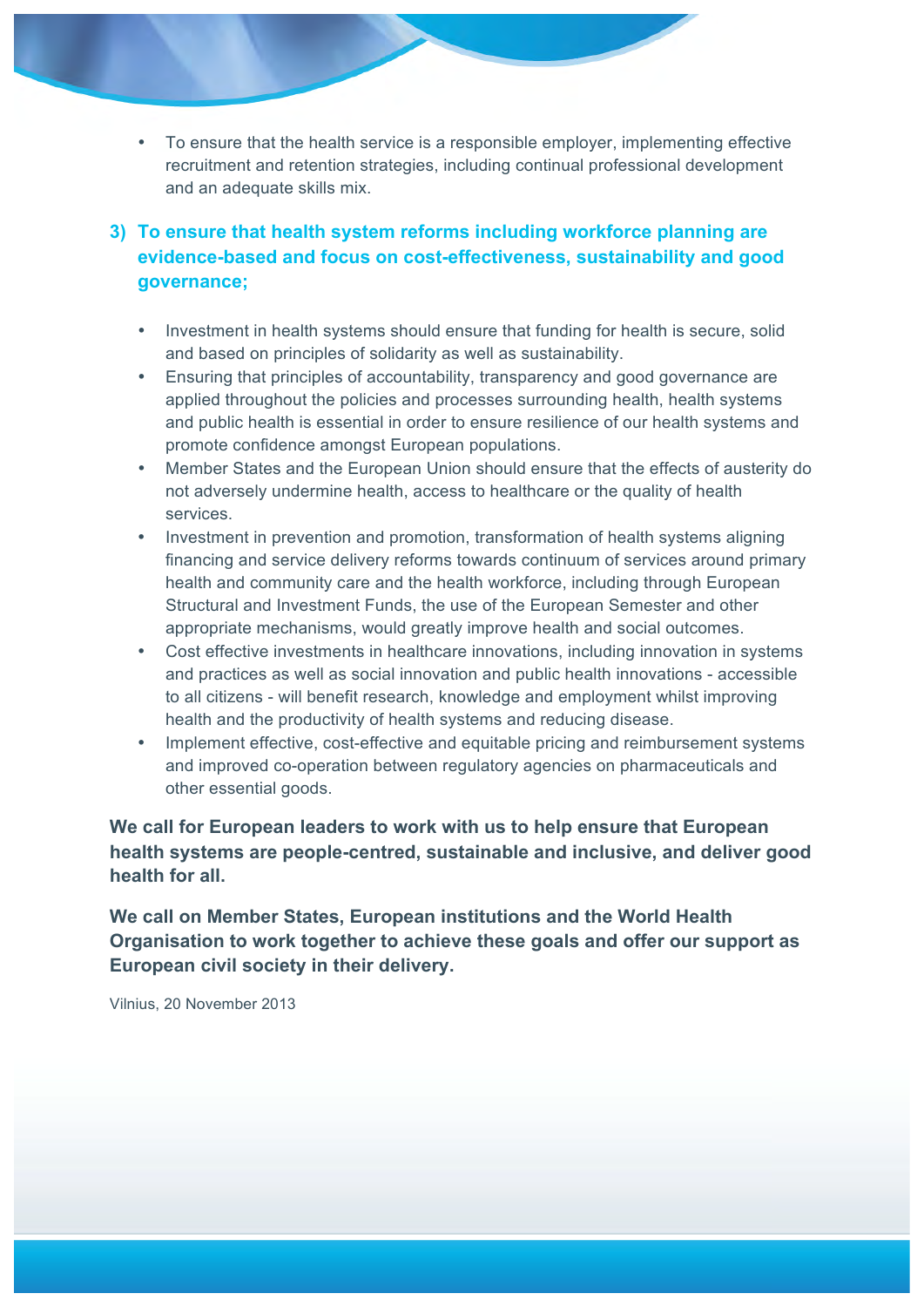- To ensure that the health service is a responsible employer, implementing effective recruitment and retention strategies, including continual professional development and an adequate skills mix.

### 3) To ensure that health system reforms including workforce planning are evidence-based and focus on cost-effectiveness, sustainability and good governance;

- Investment in health systems should ensure that funding for health is secure, solid and based on principles of solidarity as well as sustainability.
- Ensuring that principles of accountability, transparency and good governance are applied throughout the policies and processes surrounding health, health systems and public health is essential in order to ensure resilience of our health systems and promote confidence amongst European populations.
- Member States and the European Union should ensure that the effects of austerity do not adversely undermine health, access to healthcare or the quality of health services.
- Investment in prevention and promotion, transformation of health systems aligning financing and service delivery reforms towards continuum of services around primary health and community care and the health workforce, including through European Structural and Investment Funds, the use of the European Semester and other appropriate mechanisms, would greatly improve health and social outcomes.
- Cost effective investments in healthcare innovations, including innovation in systems and practices as well as social innovation and public health innovations - accessible to all citizens - will benefit research, knowledge and employment whilst improving health and the productivity of health systems and reducing disease.
- Implement effective, cost-effective and equitable pricing and reimbursement systems and improved co-operation between regulatory agencies on pharmaceuticals and other essential goods.

**We call for European leaders to work with us to help ensure that European health systems are people-centred, sustainable and inclusive, and deliver good health for all.**

**We call on Member States, European institutions and the World Health Organisation to work together to achieve these goals and offer our support as European civil society in their delivery.**

Vilnius, 20 November 2013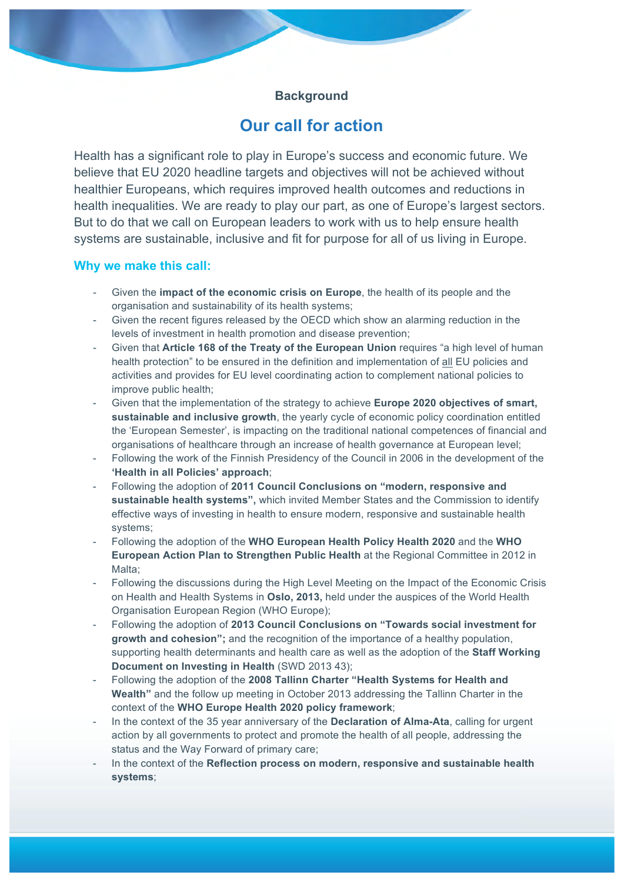### Background

## Our call for action

Health has a significant role to play in Europe's success and economic future. We believe that EU 2020 headline targets and objectives will not be achieved without healthier Europeans, which requires improved health outcomes and reductions in health inequalities. We are ready to play our part, as one of Europe's largest sectors. But to do that we call on European leaders to work with us to help ensure health systems are sustainable, inclusive and fit for purpose for all of us living in Europe.

### Why we make this call:

- Given the **impact of the economic crisis on Europe**, the health of its people and the organisation and sustainability of its health systems;
- Given the recent figures released by the OECD which show an alarming reduction in the levels of investment in health promotion and disease prevention;
- Given that **Article 168 of the Treaty of the European Union** requires "a high level of human health protection" to be ensured in the definition and implementation of <u>all</u> EU policies and activities and provides for EU level coordinating action to complement national policies to improve public health;
- Given that the implementation of the strategy to achieve **Europe 2020 objectives of smart, sustainable and inclusive growth**, the yearly cycle of economic policy coordination entitled the 'European Semester', is impacting on the traditional national competences of financial and organisations of healthcare through an increase of health governance at European level;
- Following the work of the Finnish Presidency of the Council in 2006 in the development of the **'Health in all Policies' approach**;
- Following the adoption of **2011 Council Conclusions on "modern, responsive and sustainable health systems",** which invited Member States and the Commission to identify effective ways of investing in health to ensure modern, responsive and sustainable health systems;
- Following the adoption of the **WHO European Health Policy Health 2020** and the **WHO European Action Plan to Strengthen Public Health** at the Regional Committee in 2012 in Malta;
- Following the discussions during the High Level Meeting on the Impact of the Economic Crisis on Health and Health Systems in **Oslo, 2013,** held under the auspices of the World Health Organisation European Region (WHO Europe);
- Following the adoption of **2013 Council Conclusions on "Towards social investment for growth and cohesion";** and the recognition of the importance of a healthy population, supporting health determinants and health care as well as the adoption of the **Staff Working Document on Investing in Health** (SWD 2013 43);
- Following the adoption of the **2008 Tallinn Charter "Health Systems for Health and Wealth"** and the follow up meeting in October 2013 addressing the Tallinn Charter in the context of the **WHO Europe Health 2020 policy framework**;
- In the context of the 35 year anniversary of the **Declaration of Alma-Ata**, calling for urgent action by all governments to protect and promote the health of all people, addressing the status and the Way Forward of primary care;
- In the context of the **Reflection process on modern, responsive and sustainable health systems**;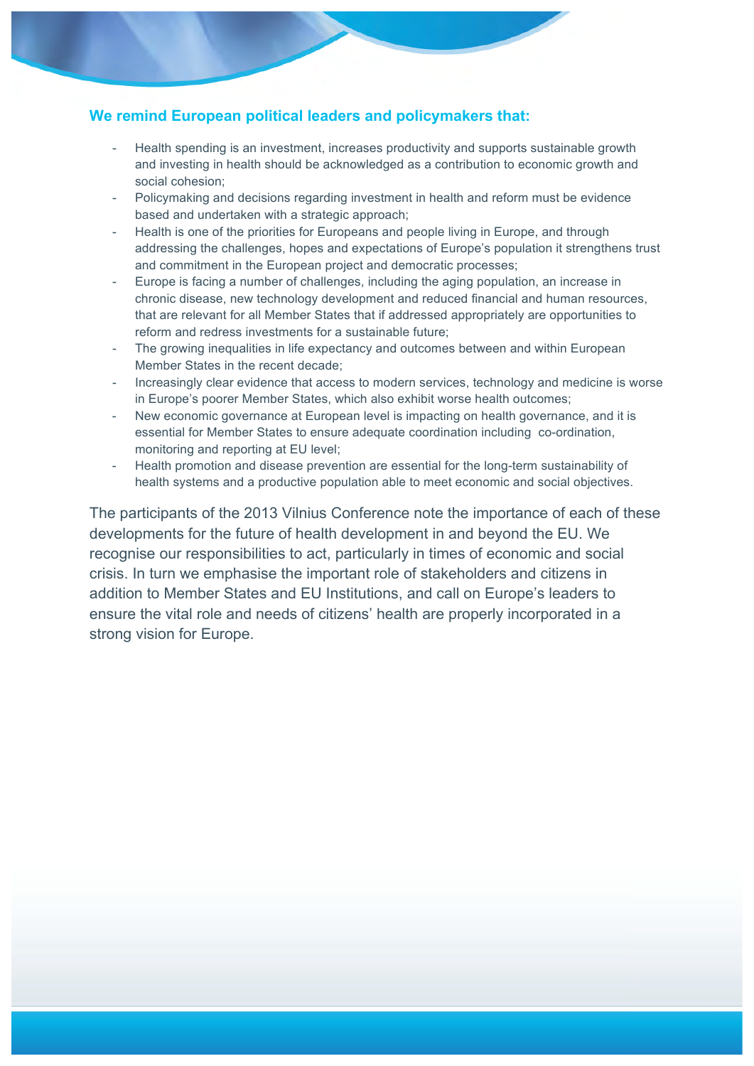**We remind European political leaders and policymakers that:**

- Health spending is an investment, increases productivity and supports sustainable growth and investing in health should be acknowledged as a contribution to economic growth and social cohesion;
- Policymaking and decisions regarding investment in health and reform must be evidence based and undertaken with a strategic approach;
- Health is one of the priorities for Europeans and people living in Europe, and through addressing the challenges, hopes and expectations of Europe's population it strengthens trust and commitment in the European project and democratic processes;
- Europe is facing a number of challenges, including the aging population, an increase in chronic disease, new technology development and reduced financial and human resources, that are relevant for all Member States that if addressed appropriately are opportunities to reform and redress investments for a sustainable future;
- The growing inequalities in life expectancy and outcomes between and within European Member States in the recent decade;
- Increasingly clear evidence that access to modern services, technology and medicine is worse in Europe's poorer Member States, which also exhibit worse health outcomes;
- New economic governance at European level is impacting on health governance, and it is essential for Member States to ensure adequate coordination including co-ordination, monitoring and reporting at EU level;
- Health promotion and disease prevention are essential for the long-term sustainability of health systems and a productive population able to meet economic and social objectives.

The participants of the 2013 Vilnius Conference note the importance of each of these developments for the future of health development in and beyond the EU. We recognise our responsibilities to act, particularly in times of economic and social crisis. In turn we emphasise the important role of stakeholders and citizens in addition to Member States and EU Institutions, and call on Europe's leaders to ensure the vital role and needs of citizens' health are properly incorporated in a strong vision for Europe.